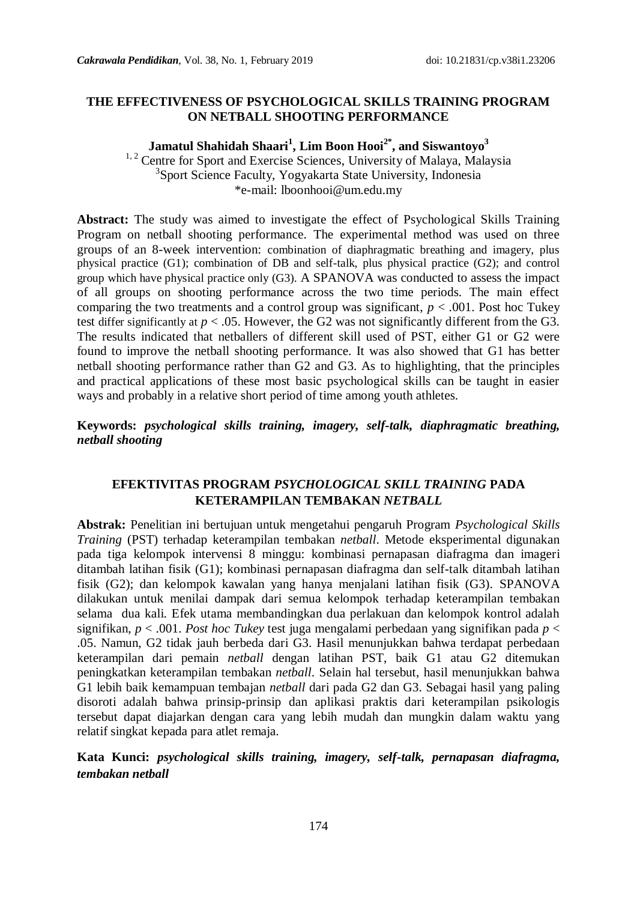# THE EFFECTIVENESS OF PSYCHOLOGICAL SKILLS TRAINING PROGRAM ON NETBALL SHOOTING PERFORMANCE

**Jamatul Shahidah Shaari[1], Lim Boon Hooi[2*], and Siswantoyo[3]**

[1, 2] Centre for Sport and Exercise Sciences, University of Malaya, Malaysia
[3]Sport Science Faculty, Yogyakarta State University, Indonesia
*e-mail: lboonhooi@um.edu.my

**Abstract:** The study was aimed to investigate the effect of Psychological Skills Training Program on netball shooting performance. The experimental method was used on three groups of an 8-week intervention: combination of diaphragmatic breathing and imagery, plus physical practice (G1); combination of DB and self-talk, plus physical practice (G2); and control group which have physical practice only (G3). A SPANOVA was conducted to assess the impact of all groups on shooting performance across the two time periods. The main effect comparing the two treatments and a control group was significant, $p < .001$. Post hoc Tukey test differ significantly at $p < .05$. However, the G2 was not significantly different from the G3. The results indicated that netballers of different skill used of PST, either G1 or G2 were found to improve the netball shooting performance. It was also showed that G1 has better netball shooting performance rather than G2 and G3. As to highlighting, that the principles and practical applications of these most basic psychological skills can be taught in easier ways and probably in a relative short period of time among youth athletes.

**Keywords:** ***psychological skills training, imagery, self-talk, diaphragmatic breathing, netball shooting***

## EFEKTIVITAS PROGRAM *PSYCHOLOGICAL SKILL TRAINING* PADA KETERAMPILAN TEMBAKAN *NETBALL*

**Abstrak:** Penelitian ini bertujuan untuk mengetahui pengaruh Program *Psychological Skills Training* (PST) terhadap keterampilan tembakan *netball*. Metode eksperimental digunakan pada tiga kelompok intervensi 8 minggu: kombinasi pernapasan diafragma dan imageri ditambah latihan fisik (G1); kombinasi pernapasan diafragma dan self-talk ditambah latihan fisik (G2); dan kelompok kawalan yang hanya menjalani latihan fisik (G3). SPANOVA dilakukan untuk menilai dampak dari semua kelompok terhadap keterampilan tembakan selama dua kali. Efek utama membandingkan dua perlakuan dan kelompok kontrol adalah signifikan, $p < .001$. *Post hoc Tukey* test juga mengalami perbedaan yang signifikan pada $p < .05$. Namun, G2 tidak jauh berbeda dari G3. Hasil menunjukkan bahwa terdapat perbedaan keterampilan dari pemain *netball* dengan latihan PST, baik G1 atau G2 ditemukan peningkatkan keterampilan tembakan *netball*. Selain hal tersebut, hasil menunjukkan bahwa G1 lebih baik kemampuan tembajan *netball* dari pada G2 dan G3. Sebagai hasil yang paling disoroti adalah bahwa prinsip-prinsip dan aplikasi praktis dari keterampilan psikologis tersebut dapat diajarkan dengan cara yang lebih mudah dan mungkin dalam waktu yang relatif singkat kepada para atlet remaja.

**Kata Kunci:** ***psychological skills training, imagery, self-talk, pernapasan diafragma, tembakan netball***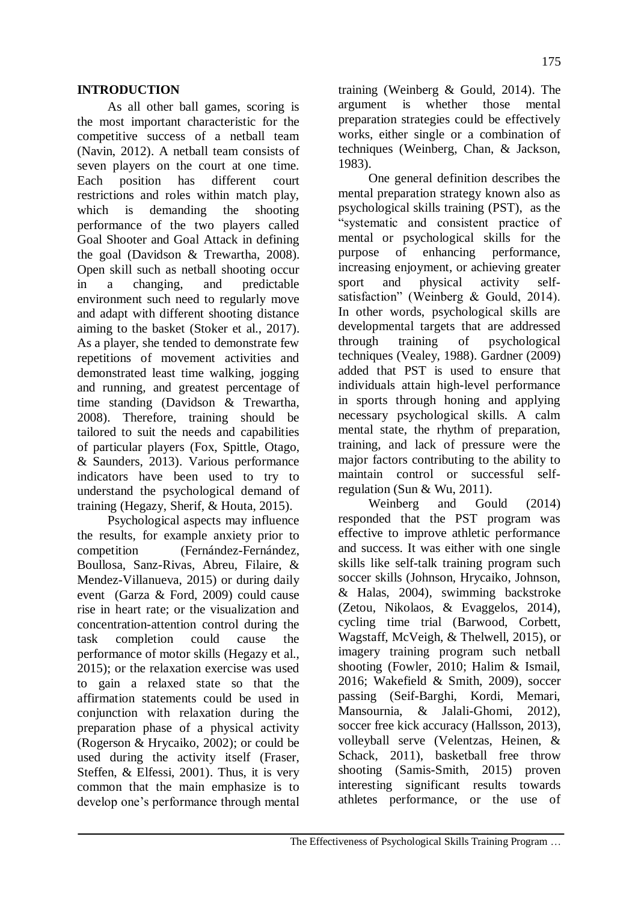## INTRODUCTION

As all other ball games, scoring is the most important characteristic for the competitive success of a netball team (Navin, 2012). A netball team consists of seven players on the court at one time. Each position has different court restrictions and roles within match play, which is demanding the shooting performance of the two players called Goal Shooter and Goal Attack in defining the goal (Davidson & Trewartha, 2008). Open skill such as netball shooting occur in a changing, and predictable environment such need to regularly move and adapt with different shooting distance aiming to the basket (Stoker et al., 2017). As a player, she tended to demonstrate few repetitions of movement activities and demonstrated least time walking, jogging and running, and greatest percentage of time standing (Davidson & Trewartha, 2008). Therefore, training should be tailored to suit the needs and capabilities of particular players (Fox, Spittle, Otago, & Saunders, 2013). Various performance indicators have been used to try to understand the psychological demand of training (Hegazy, Sherif, & Houta, 2015).

Psychological aspects may influence the results, for example anxiety prior to competition (Fernández-Fernández, Boullosa, Sanz-Rivas, Abreu, Filaire, & Mendez-Villanueva, 2015) or during daily event (Garza & Ford, 2009) could cause rise in heart rate; or the visualization and concentration-attention control during the task completion could cause the performance of motor skills (Hegazy et al., 2015); or the relaxation exercise was used to gain a relaxed state so that the affirmation statements could be used in conjunction with relaxation during the preparation phase of a physical activity (Rogerson & Hrycaiko, 2002); or could be used during the activity itself (Fraser, Steffen, & Elfessi, 2001). Thus, it is very common that the main emphasize is to develop one's performance through mental training (Weinberg & Gould, 2014). The argument is whether those mental preparation strategies could be effectively works, either single or a combination of techniques (Weinberg, Chan, & Jackson, 1983).

One general definition describes the mental preparation strategy known also as psychological skills training (PST), as the "systematic and consistent practice of mental or psychological skills for the purpose of enhancing performance, increasing enjoyment, or achieving greater sport and physical activity self-satisfaction" (Weinberg & Gould, 2014). In other words, psychological skills are developmental targets that are addressed through training of psychological techniques (Vealey, 1988). Gardner (2009) added that PST is used to ensure that individuals attain high-level performance in sports through honing and applying necessary psychological skills. A calm mental state, the rhythm of preparation, training, and lack of pressure were the major factors contributing to the ability to maintain control or successful self-regulation (Sun & Wu, 2011).

Weinberg and Gould (2014) responded that the PST program was effective to improve athletic performance and success. It was either with one single skills like self-talk training program such soccer skills (Johnson, Hrycaiko, Johnson, & Halas, 2004), swimming backstroke (Zetou, Nikolaos, & Evaggelos, 2014), cycling time trial (Barwood, Corbett, Wagstaff, McVeigh, & Thelwell, 2015), or imagery training program such netball shooting (Fowler, 2010; Halim & Ismail, 2016; Wakefield & Smith, 2009), soccer passing (Seif-Barghi, Kordi, Memari, Mansournia, & Jalali-Ghomi, 2012), soccer free kick accuracy (Hallsson, 2013), volleyball serve (Velentzas, Heinen, & Schack, 2011), basketball free throw shooting (Samis-Smith, 2015) proven interesting significant results towards athletes performance, or the use of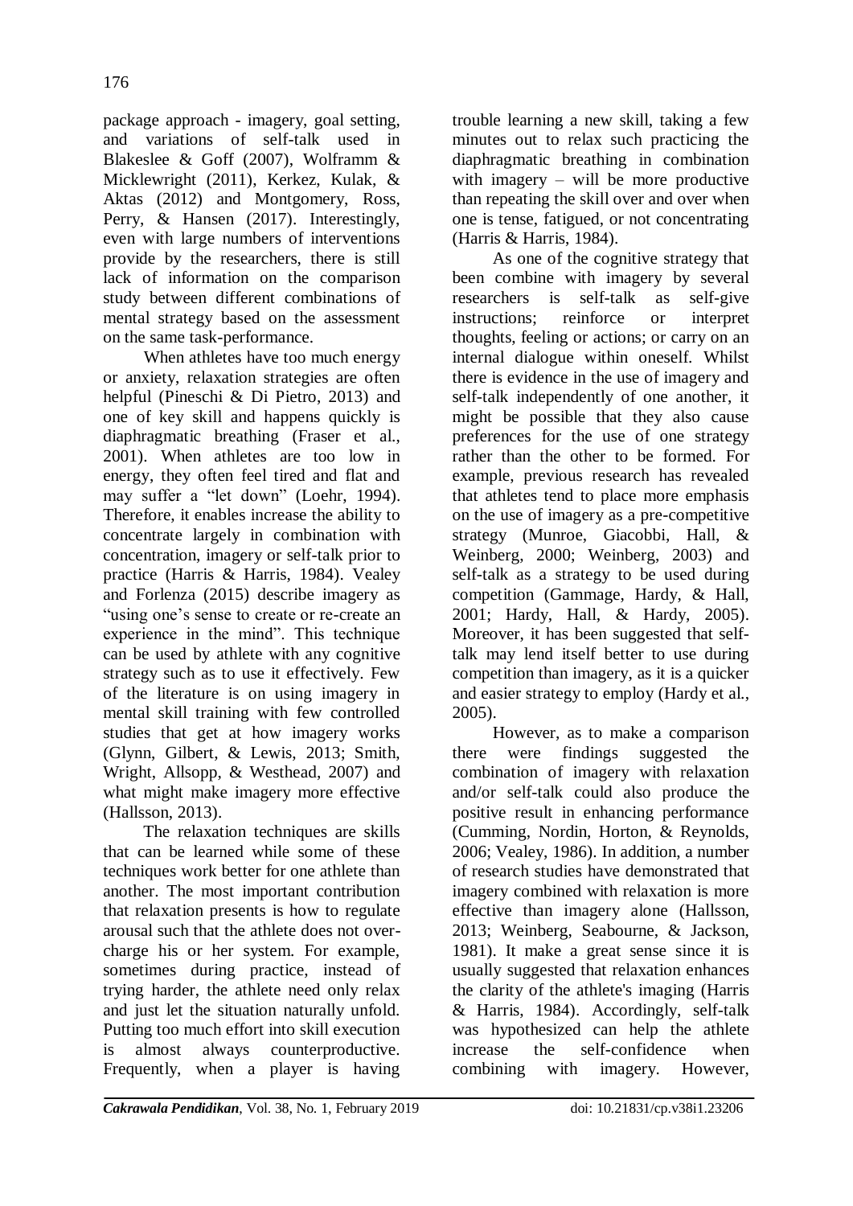package approach - imagery, goal setting, and variations of self-talk used in Blakeslee & Goff (2007), Wolframm & Micklewright (2011), Kerkez, Kulak, & Aktas (2012) and Montgomery, Ross, Perry, & Hansen (2017). Interestingly, even with large numbers of interventions provide by the researchers, there is still lack of information on the comparison study between different combinations of mental strategy based on the assessment on the same task-performance.

When athletes have too much energy or anxiety, relaxation strategies are often helpful (Pineschi & Di Pietro, 2013) and one of key skill and happens quickly is diaphragmatic breathing (Fraser et al., 2001). When athletes are too low in energy, they often feel tired and flat and may suffer a "let down" (Loehr, 1994). Therefore, it enables increase the ability to concentrate largely in combination with concentration, imagery or self-talk prior to practice (Harris & Harris, 1984). Vealey and Forlenza (2015) describe imagery as "using one's sense to create or re-create an experience in the mind". This technique can be used by athlete with any cognitive strategy such as to use it effectively. Few of the literature is on using imagery in mental skill training with few controlled studies that get at how imagery works (Glynn, Gilbert, & Lewis, 2013; Smith, Wright, Allsopp, & Westhead, 2007) and what might make imagery more effective (Hallsson, 2013).

The relaxation techniques are skills that can be learned while some of these techniques work better for one athlete than another. The most important contribution that relaxation presents is how to regulate arousal such that the athlete does not over-charge his or her system. For example, sometimes during practice, instead of trying harder, the athlete need only relax and just let the situation naturally unfold. Putting too much effort into skill execution is almost always counterproductive. Frequently, when a player is having trouble learning a new skill, taking a few minutes out to relax such practicing the diaphragmatic breathing in combination with imagery – will be more productive than repeating the skill over and over when one is tense, fatigued, or not concentrating (Harris & Harris, 1984).

As one of the cognitive strategy that been combine with imagery by several researchers is self-talk as self-give instructions; reinforce or interpret thoughts, feeling or actions; or carry on an internal dialogue within oneself. Whilst there is evidence in the use of imagery and self-talk independently of one another, it might be possible that they also cause preferences for the use of one strategy rather than the other to be formed. For example, previous research has revealed that athletes tend to place more emphasis on the use of imagery as a pre-competitive strategy (Munroe, Giacobbi, Hall, & Weinberg, 2000; Weinberg, 2003) and self-talk as a strategy to be used during competition (Gammage, Hardy, & Hall, 2001; Hardy, Hall, & Hardy, 2005). Moreover, it has been suggested that self-talk may lend itself better to use during competition than imagery, as it is a quicker and easier strategy to employ (Hardy et al., 2005).

However, as to make a comparison there were findings suggested the combination of imagery with relaxation and/or self-talk could also produce the positive result in enhancing performance (Cumming, Nordin, Horton, & Reynolds, 2006; Vealey, 1986). In addition, a number of research studies have demonstrated that imagery combined with relaxation is more effective than imagery alone (Hallsson, 2013; Weinberg, Seabourne, & Jackson, 1981). It make a great sense since it is usually suggested that relaxation enhances the clarity of the athlete's imaging (Harris & Harris, 1984). Accordingly, self-talk was hypothesized can help the athlete increase the self-confidence when combining with imagery. However,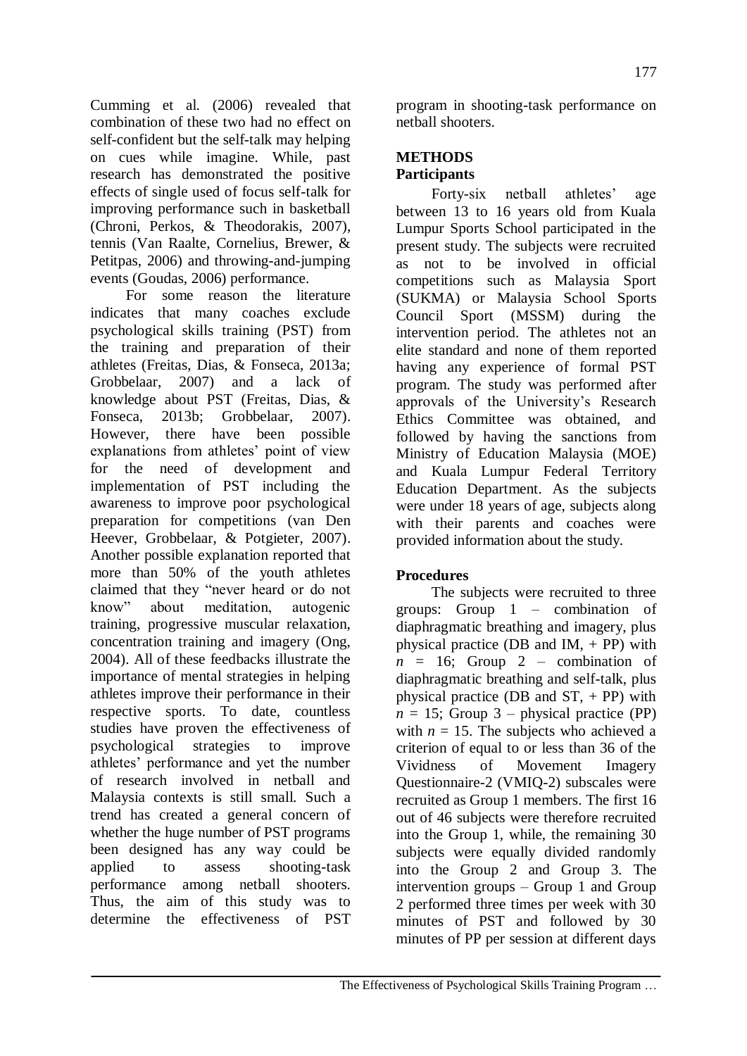Cumming et al. (2006) revealed that combination of these two had no effect on self-confident but the self-talk may helping on cues while imagine. While, past research has demonstrated the positive effects of single used of focus self-talk for improving performance such in basketball (Chroni, Perkos, & Theodorakis, 2007), tennis (Van Raalte, Cornelius, Brewer, & Petitpas, 2006) and throwing-and-jumping events (Goudas, 2006) performance.

For some reason the literature indicates that many coaches exclude psychological skills training (PST) from the training and preparation of their athletes (Freitas, Dias, & Fonseca, 2013a; Grobbelaar, 2007) and a lack of knowledge about PST (Freitas, Dias, & Fonseca, 2013b; Grobbelaar, 2007). However, there have been possible explanations from athletes' point of view for the need of development and implementation of PST including the awareness to improve poor psychological preparation for competitions (van Den Heever, Grobbelaar, & Potgieter, 2007). Another possible explanation reported that more than 50% of the youth athletes claimed that they "never heard or do not know" about meditation, autogenic training, progressive muscular relaxation, concentration training and imagery (Ong, 2004). All of these feedbacks illustrate the importance of mental strategies in helping athletes improve their performance in their respective sports. To date, countless studies have proven the effectiveness of psychological strategies to improve athletes' performance and yet the number of research involved in netball and Malaysia contexts is still small. Such a trend has created a general concern of whether the huge number of PST programs been designed has any way could be applied to assess shooting-task performance among netball shooters. Thus, the aim of this study was to determine the effectiveness of PST program in shooting-task performance on netball shooters.

## METHODS

### Participants

Forty-six netball athletes' age between 13 to 16 years old from Kuala Lumpur Sports School participated in the present study. The subjects were recruited as not to be involved in official competitions such as Malaysia Sport (SUKMA) or Malaysia School Sports Council Sport (MSSM) during the intervention period. The athletes not an elite standard and none of them reported having any experience of formal PST program. The study was performed after approvals of the University's Research Ethics Committee was obtained, and followed by having the sanctions from Ministry of Education Malaysia (MOE) and Kuala Lumpur Federal Territory Education Department. As the subjects were under 18 years of age, subjects along with their parents and coaches were provided information about the study.

### Procedures

The subjects were recruited to three groups: Group 1 – combination of diaphragmatic breathing and imagery, plus physical practice (DB and IM, + PP) with $n$ = 16; Group 2 – combination of diaphragmatic breathing and self-talk, plus physical practice (DB and ST, + PP) with $n$ = 15; Group 3 – physical practice (PP) with $n$ = 15. The subjects who achieved a criterion of equal to or less than 36 of the Vividness of Movement Imagery Questionnaire-2 (VMIQ-2) subscales were recruited as Group 1 members. The first 16 out of 46 subjects were therefore recruited into the Group 1, while, the remaining 30 subjects were equally divided randomly into the Group 2 and Group 3. The intervention groups – Group 1 and Group 2 performed three times per week with 30 minutes of PST and followed by 30 minutes of PP per session at different days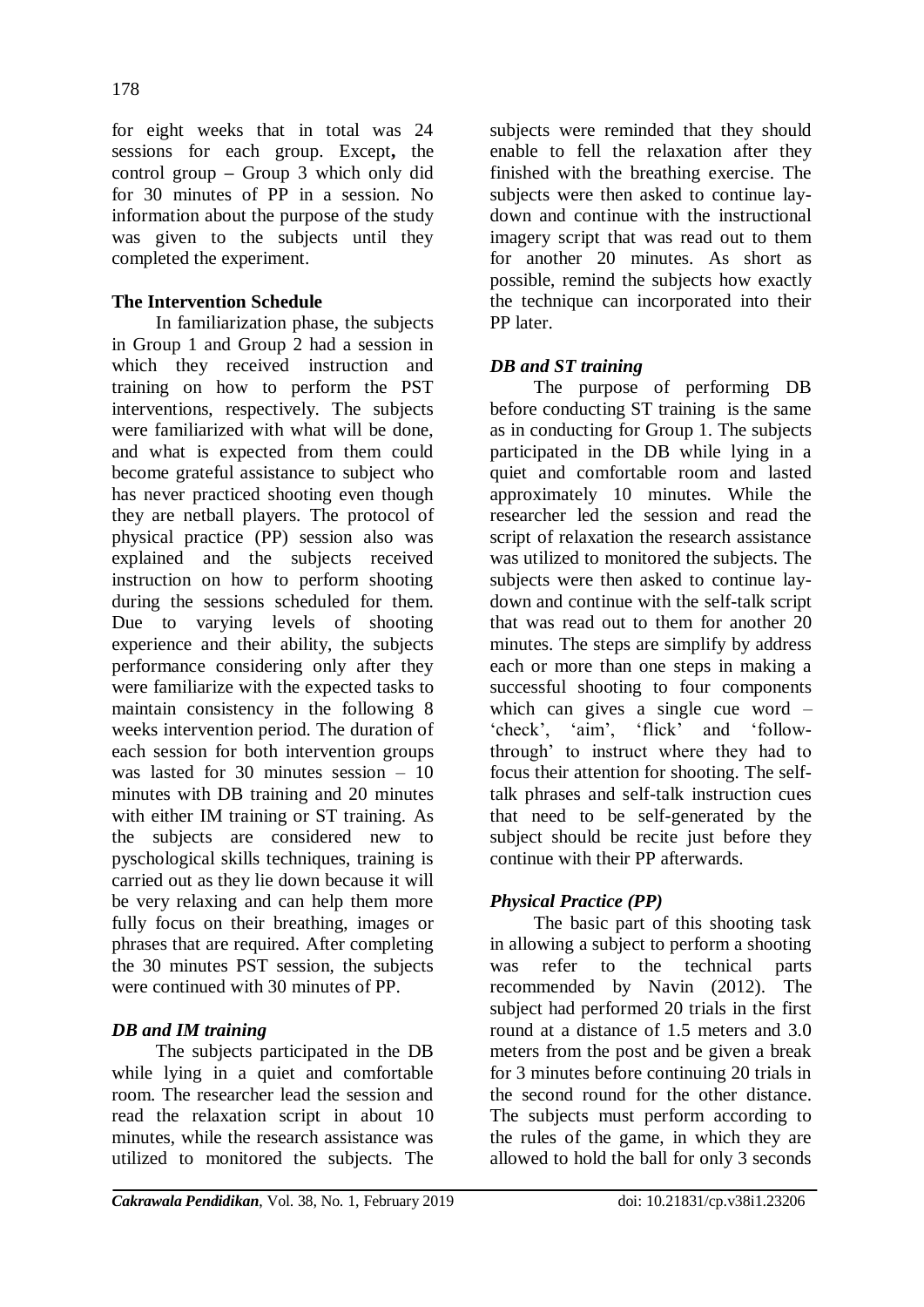for eight weeks that in total was 24 sessions for each group. Except**,** the control group – Group 3 which only did for 30 minutes of PP in a session. No information about the purpose of the study was given to the subjects until they completed the experiment.

**The Intervention Schedule**

In familiarization phase, the subjects in Group 1 and Group 2 had a session in which they received instruction and training on how to perform the PST interventions, respectively. The subjects were familiarized with what will be done, and what is expected from them could become grateful assistance to subject who has never practiced shooting even though they are netball players. The protocol of physical practice (PP) session also was explained and the subjects received instruction on how to perform shooting during the sessions scheduled for them. Due to varying levels of shooting experience and their ability, the subjects performance considering only after they were familiarize with the expected tasks to maintain consistency in the following 8 weeks intervention period. The duration of each session for both intervention groups was lasted for 30 minutes session – 10 minutes with DB training and 20 minutes with either IM training or ST training. As the subjects are considered new to pyschological skills techniques, training is carried out as they lie down because it will be very relaxing and can help them more fully focus on their breathing, images or phrases that are required. After completing the 30 minutes PST session, the subjects were continued with 30 minutes of PP.

***DB and IM training***

The subjects participated in the DB while lying in a quiet and comfortable room. The researcher lead the session and read the relaxation script in about 10 minutes, while the research assistance was utilized to monitored the subjects. The subjects were reminded that they should enable to fell the relaxation after they finished with the breathing exercise. The subjects were then asked to continue lay-down and continue with the instructional imagery script that was read out to them for another 20 minutes. As short as possible, remind the subjects how exactly the technique can incorporated into their PP later.

***DB and ST training***

The purpose of performing DB before conducting ST training is the same as in conducting for Group 1. The subjects participated in the DB while lying in a quiet and comfortable room and lasted approximately 10 minutes. While the researcher led the session and read the script of relaxation the research assistance was utilized to monitored the subjects. The subjects were then asked to continue lay-down and continue with the self-talk script that was read out to them for another 20 minutes. The steps are simplify by address each or more than one steps in making a successful shooting to four components which can gives a single cue word – 'check', 'aim', 'flick' and 'follow-through' to instruct where they had to focus their attention for shooting. The self-talk phrases and self-talk instruction cues that need to be self-generated by the subject should be recite just before they continue with their PP afterwards.

***Physical Practice (PP)***

The basic part of this shooting task in allowing a subject to perform a shooting was refer to the technical parts recommended by Navin (2012). The subject had performed 20 trials in the first round at a distance of 1.5 meters and 3.0 meters from the post and be given a break for 3 minutes before continuing 20 trials in the second round for the other distance. The subjects must perform according to the rules of the game, in which they are allowed to hold the ball for only 3 seconds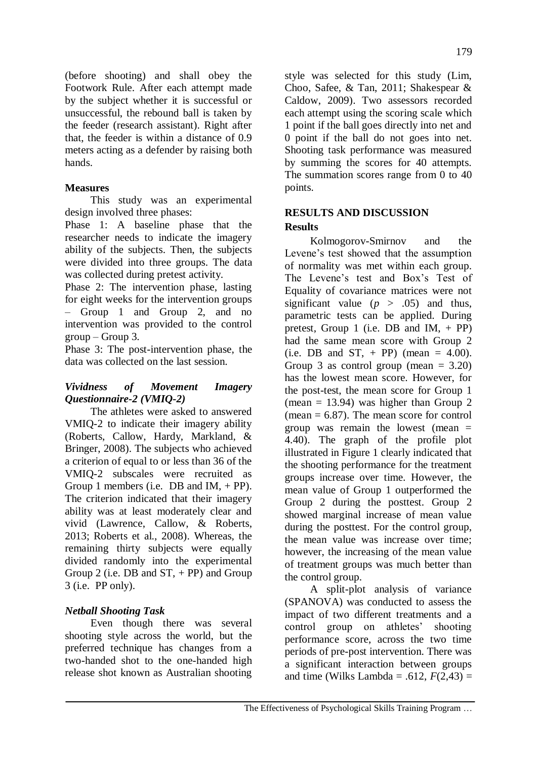(before shooting) and shall obey the Footwork Rule. After each attempt made by the subject whether it is successful or unsuccessful, the rebound ball is taken by the feeder (research assistant). Right after that, the feeder is within a distance of 0.9 meters acting as a defender by raising both hands.

**Measures**

This study was an experimental design involved three phases:

Phase 1: A baseline phase that the researcher needs to indicate the imagery ability of the subjects. Then, the subjects were divided into three groups. The data was collected during pretest activity.

Phase 2: The intervention phase, lasting for eight weeks for the intervention groups – Group 1 and Group 2, and no intervention was provided to the control group – Group 3.

Phase 3: The post-intervention phase, the data was collected on the last session.

***Vividness of Movement Imagery Questionnaire-2 (VMIQ-2)***

The athletes were asked to answered VMIQ-2 to indicate their imagery ability (Roberts, Callow, Hardy, Markland, & Bringer, 2008). The subjects who achieved a criterion of equal to or less than 36 of the VMIQ-2 subscales were recruited as Group 1 members (i.e. DB and IM, + PP). The criterion indicated that their imagery ability was at least moderately clear and vivid (Lawrence, Callow, & Roberts, 2013; Roberts et al., 2008). Whereas, the remaining thirty subjects were equally divided randomly into the experimental Group 2 (i.e. DB and ST, + PP) and Group 3 (i.e. PP only).

***Netball Shooting Task***

Even though there was several shooting style across the world, but the preferred technique has changes from a two-handed shot to the one-handed high release shot known as Australian shooting style was selected for this study (Lim, Choo, Safee, & Tan, 2011; Shakespear & Caldow, 2009). Two assessors recorded each attempt using the scoring scale which 1 point if the ball goes directly into net and 0 point if the ball do not goes into net. Shooting task performance was measured by summing the scores for 40 attempts. The summation scores range from 0 to 40 points.

## RESULTS AND DISCUSSION

### Results

Kolmogorov-Smirnov and the Levene's test showed that the assumption of normality was met within each group. The Levene's test and Box's Test of Equality of covariance matrices were not significant value ($p > .05$) and thus, parametric tests can be applied. During pretest, Group 1 (i.e. DB and IM, + PP) had the same mean score with Group 2 (i.e. DB and ST, + PP) (mean = 4.00). Group 3 as control group (mean = 3.20) has the lowest mean score. However, for the post-test, the mean score for Group 1 (mean = 13.94) was higher than Group 2 (mean = 6.87). The mean score for control group was remain the lowest (mean = 4.40). The graph of the profile plot illustrated in Figure 1 clearly indicated that the shooting performance for the treatment groups increase over time. However, the mean value of Group 1 outperformed the Group 2 during the posttest. Group 2 showed marginal increase of mean value during the posttest. For the control group, the mean value was increase over time; however, the increasing of the mean value of treatment groups was much better than the control group.

A split-plot analysis of variance (SPANOVA) was conducted to assess the impact of two different treatments and a control group on athletes' shooting performance score, across the two time periods of pre-post intervention. There was a significant interaction between groups and time (Wilks Lambda = .612, $F(2,43)$ =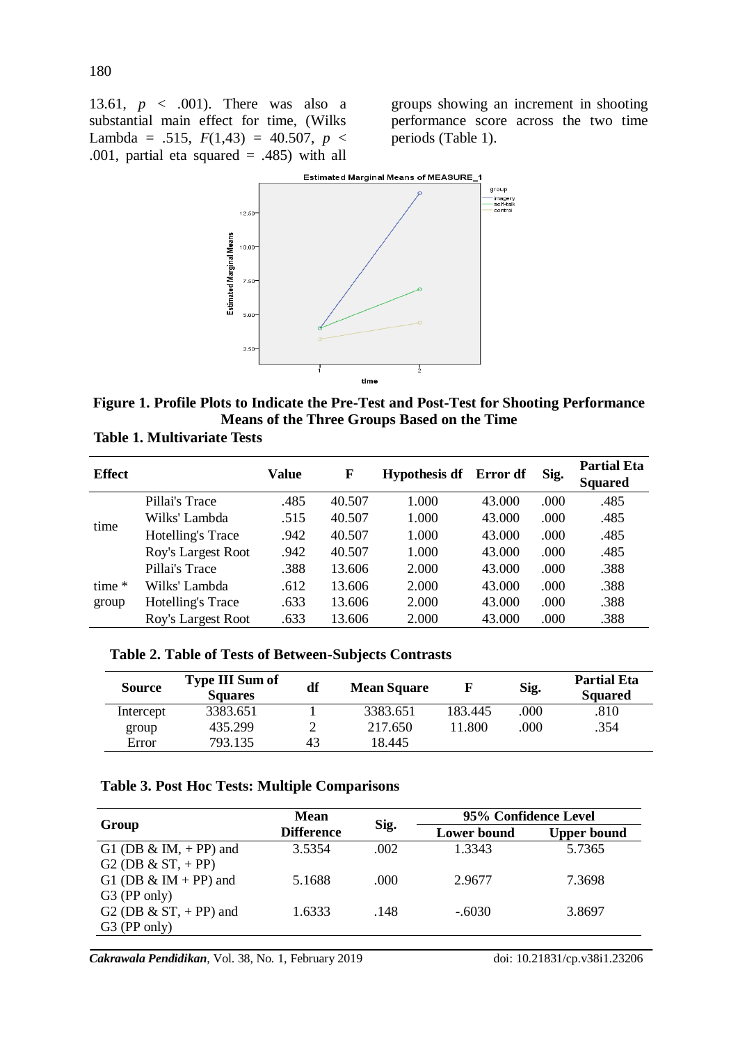13.61, $p < .001$). There was also a substantial main effect for time, (Wilks Lambda = .515, $F(1,43) = 40.507$, $p < .001$, partial eta squared = .485) with all groups showing an increment in shooting performance score across the two time periods (Table 1).

**Figure 1. Profile Plots to Indicate the Pre-Test and Post-Test for Shooting Performance Means of the Three Groups Based on the Time**

**Table 1. Multivariate Tests**

| Effect | | Value | F | Hypothesis df | Error df | Sig. | Partial Eta Squared |
|---|---|---|---|---|---|---|---|
| time | Pillai's Trace | .485 | 40.507 | 1.000 | 43.000 | .000 | .485 |
| | Wilks' Lambda | .515 | 40.507 | 1.000 | 43.000 | .000 | .485 |
| | Hotelling's Trace | .942 | 40.507 | 1.000 | 43.000 | .000 | .485 |
| | Roy's Largest Root | .942 | 40.507 | 1.000 | 43.000 | .000 | .485 |
| time * group | Pillai's Trace | .388 | 13.606 | 2.000 | 43.000 | .000 | .388 |
| | Wilks' Lambda | .612 | 13.606 | 2.000 | 43.000 | .000 | .388 |
| | Hotelling's Trace | .633 | 13.606 | 2.000 | 43.000 | .000 | .388 |
| | Roy's Largest Root | .633 | 13.606 | 2.000 | 43.000 | .000 | .388 |

**Table 2. Table of Tests of Between-Subjects Contrasts**

| Source | Type III Sum of Squares | df | Mean Square | F | Sig. | Partial Eta Squared |
|---|---|---|---|---|---|---|
| Intercept | 3383.651 | 1 | 3383.651 | 183.445 | .000 | .810 |
| group | 435.299 | 2 | 217.650 | 11.800 | .000 | .354 |
| Error | 793.135 | 43 | 18.445 | | | |

**Table 3. Post Hoc Tests: Multiple Comparisons**

| Group | Mean Difference | Sig. | 95% Confidence Level | |
|---|---|---|---|---|
| | | | Lower bound | Upper bound |
| G1 (DB & IM, + PP) and G2 (DB & ST, + PP) | 3.5354 | .002 | 1.3343 | 5.7365 |
| G1 (DB & IM + PP) and G3 (PP only) | 5.1688 | .000 | 2.9677 | 7.3698 |
| G2 (DB & ST, + PP) and G3 (PP only) | 1.6333 | .148 | -.6030 | 3.8697 |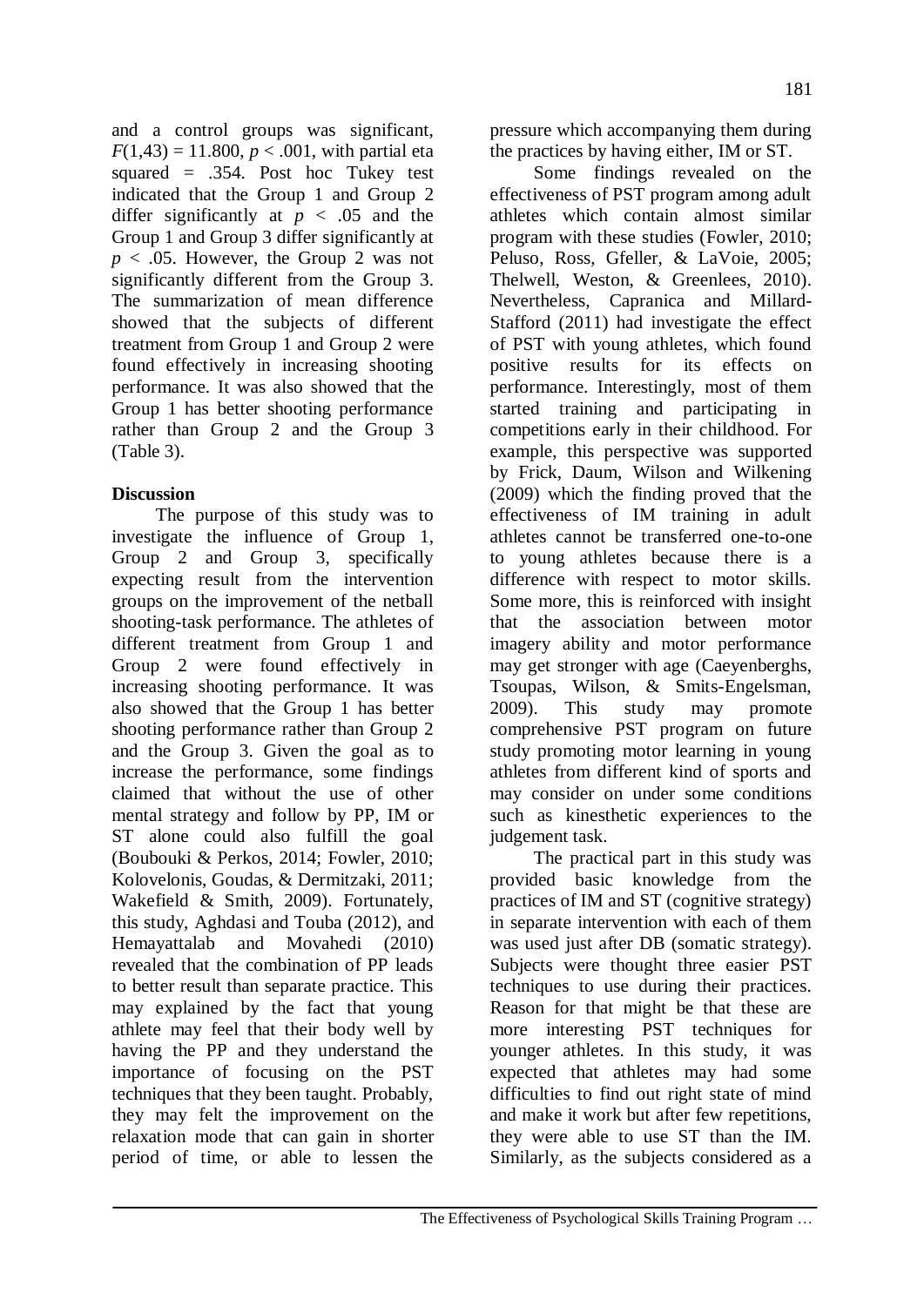and a control groups was significant, $F(1,43) = 11.800$, $p < .001$, with partial eta squared = .354. Post hoc Tukey test indicated that the Group 1 and Group 2 differ significantly at $p < .05$ and the Group 1 and Group 3 differ significantly at $p < .05$. However, the Group 2 was not significantly different from the Group 3. The summarization of mean difference showed that the subjects of different treatment from Group 1 and Group 2 were found effectively in increasing shooting performance. It was also showed that the Group 1 has better shooting performance rather than Group 2 and the Group 3 (Table 3).

**Discussion**

The purpose of this study was to investigate the influence of Group 1, Group 2 and Group 3, specifically expecting result from the intervention groups on the improvement of the netball shooting-task performance. The athletes of different treatment from Group 1 and Group 2 were found effectively in increasing shooting performance. It was also showed that the Group 1 has better shooting performance rather than Group 2 and the Group 3. Given the goal as to increase the performance, some findings claimed that without the use of other mental strategy and follow by PP, IM or ST alone could also fulfill the goal (Boubouki & Perkos, 2014; Fowler, 2010; Kolovelonis, Goudas, & Dermitzaki, 2011; Wakefield & Smith, 2009). Fortunately, this study, Aghdasi and Touba (2012), and Hemayattalab and Movahedi (2010) revealed that the combination of PP leads to better result than separate practice. This may explained by the fact that young athlete may feel that their body well by having the PP and they understand the importance of focusing on the PST techniques that they been taught. Probably, they may felt the improvement on the relaxation mode that can gain in shorter period of time, or able to lessen the pressure which accompanying them during the practices by having either, IM or ST.

Some findings revealed on the effectiveness of PST program among adult athletes which contain almost similar program with these studies (Fowler, 2010; Peluso, Ross, Gfeller, & LaVoie, 2005; Thelwell, Weston, & Greenlees, 2010). Nevertheless, Capranica and Millard-Stafford (2011) had investigate the effect of PST with young athletes, which found positive results for its effects on performance. Interestingly, most of them started training and participating in competitions early in their childhood. For example, this perspective was supported by Frick, Daum, Wilson and Wilkening (2009) which the finding proved that the effectiveness of IM training in adult athletes cannot be transferred one-to-one to young athletes because there is a difference with respect to motor skills. Some more, this is reinforced with insight that the association between motor imagery ability and motor performance may get stronger with age (Caeyenberghs, Tsoupas, Wilson, & Smits-Engelsman, 2009). This study may promote comprehensive PST program on future study promoting motor learning in young athletes from different kind of sports and may consider on under some conditions such as kinesthetic experiences to the judgement task.

The practical part in this study was provided basic knowledge from the practices of IM and ST (cognitive strategy) in separate intervention with each of them was used just after DB (somatic strategy). Subjects were thought three easier PST techniques to use during their practices. Reason for that might be that these are more interesting PST techniques for younger athletes. In this study, it was expected that athletes may had some difficulties to find out right state of mind and make it work but after few repetitions, they were able to use ST than the IM. Similarly, as the subjects considered as a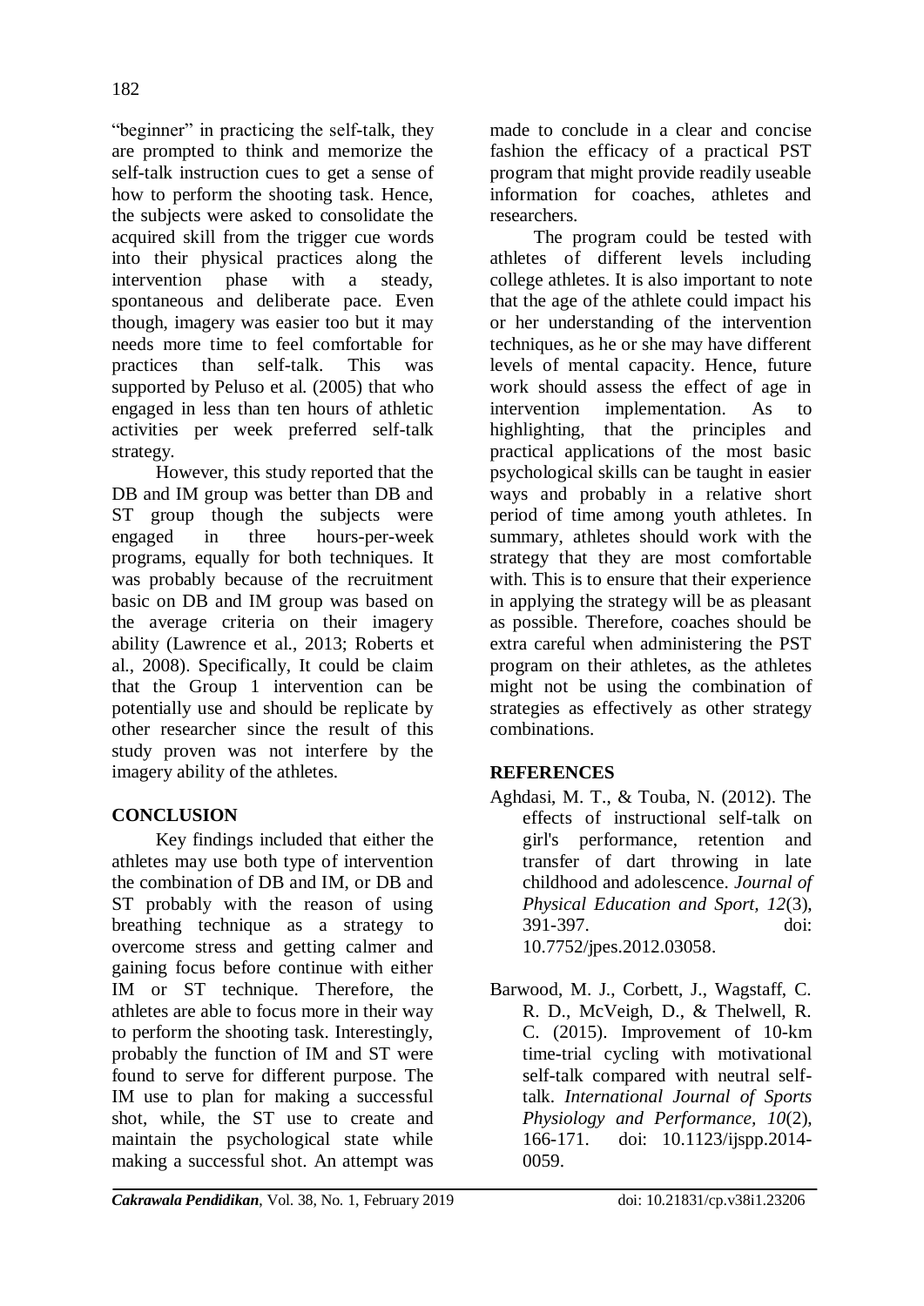"beginner" in practicing the self-talk, they are prompted to think and memorize the self-talk instruction cues to get a sense of how to perform the shooting task. Hence, the subjects were asked to consolidate the acquired skill from the trigger cue words into their physical practices along the intervention phase with a steady, spontaneous and deliberate pace. Even though, imagery was easier too but it may needs more time to feel comfortable for practices than self-talk. This was supported by Peluso et al. (2005) that who engaged in less than ten hours of athletic activities per week preferred self-talk strategy.

However, this study reported that the DB and IM group was better than DB and ST group though the subjects were engaged in three hours-per-week programs, equally for both techniques. It was probably because of the recruitment basic on DB and IM group was based on the average criteria on their imagery ability (Lawrence et al., 2013; Roberts et al., 2008). Specifically, It could be claim that the Group 1 intervention can be potentially use and should be replicate by other researcher since the result of this study proven was not interfere by the imagery ability of the athletes.

## CONCLUSION

Key findings included that either the athletes may use both type of intervention the combination of DB and IM, or DB and ST probably with the reason of using breathing technique as a strategy to overcome stress and getting calmer and gaining focus before continue with either IM or ST technique. Therefore, the athletes are able to focus more in their way to perform the shooting task. Interestingly, probably the function of IM and ST were found to serve for different purpose. The IM use to plan for making a successful shot, while, the ST use to create and maintain the psychological state while making a successful shot. An attempt was made to conclude in a clear and concise fashion the efficacy of a practical PST program that might provide readily useable information for coaches, athletes and researchers.

The program could be tested with athletes of different levels including college athletes. It is also important to note that the age of the athlete could impact his or her understanding of the intervention techniques, as he or she may have different levels of mental capacity. Hence, future work should assess the effect of age in intervention implementation. As to highlighting, that the principles and practical applications of the most basic psychological skills can be taught in easier ways and probably in a relative short period of time among youth athletes. In summary, athletes should work with the strategy that they are most comfortable with. This is to ensure that their experience in applying the strategy will be as pleasant as possible. Therefore, coaches should be extra careful when administering the PST program on their athletes, as the athletes might not be using the combination of strategies as effectively as other strategy combinations.

## REFERENCES

Aghdasi, M. T., & Touba, N. (2012). The effects of instructional self-talk on girl's performance, retention and transfer of dart throwing in late childhood and adolescence. *Journal of Physical Education and Sport, 12*(3), 391-397. doi: 10.7752/jpes.2012.03058.

Barwood, M. J., Corbett, J., Wagstaff, C. R. D., McVeigh, D., & Thelwell, R. C. (2015). Improvement of 10-km time-trial cycling with motivational self-talk compared with neutral self-talk. *International Journal of Sports Physiology and Performance, 10*(2), 166-171. doi: 10.1123/ijspp.2014-0059.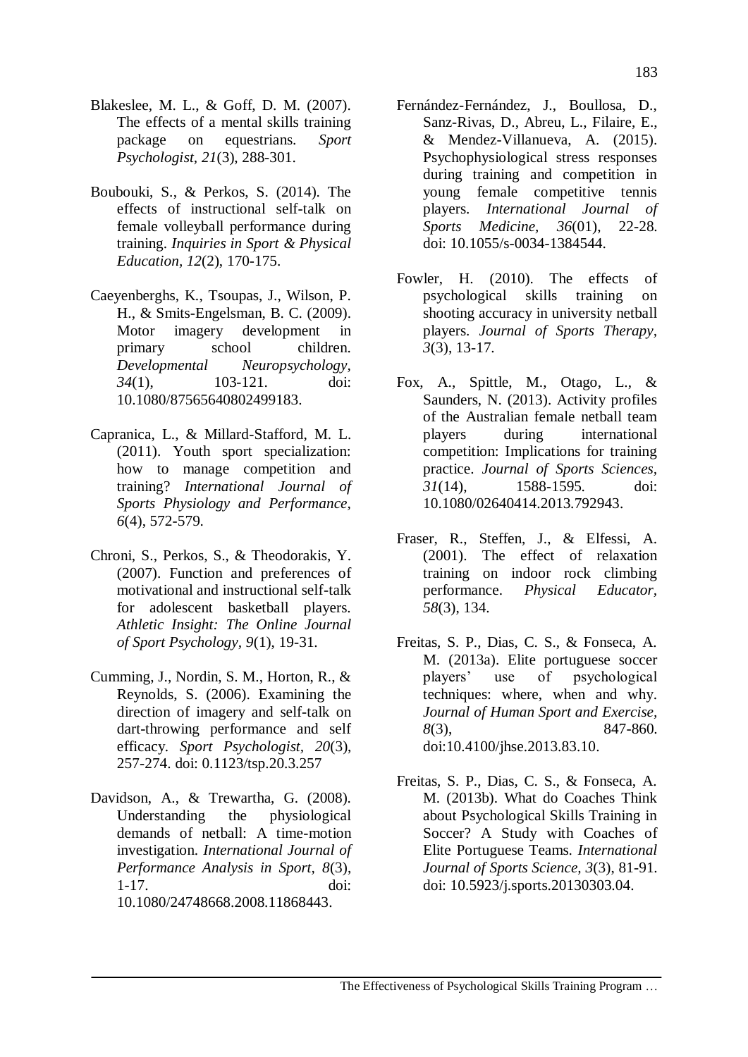Blakeslee, M. L., & Goff, D. M. (2007). The effects of a mental skills training package on equestrians. *Sport Psychologist, 21*(3), 288-301.

Boubouki, S., & Perkos, S. (2014). The effects of instructional self-talk on female volleyball performance during training. *Inquiries in Sport & Physical Education, 12*(2), 170-175.

Caeyenberghs, K., Tsoupas, J., Wilson, P. H., & Smits-Engelsman, B. C. (2009). Motor imagery development in primary school children. *Developmental Neuropsychology, 34*(1), 103-121. doi: 10.1080/87565640802499183.

Capranica, L., & Millard-Stafford, M. L. (2011). Youth sport specialization: how to manage competition and training? *International Journal of Sports Physiology and Performance, 6*(4), 572-579.

Chroni, S., Perkos, S., & Theodorakis, Y. (2007). Function and preferences of motivational and instructional self-talk for adolescent basketball players. *Athletic Insight: The Online Journal of Sport Psychology, 9*(1), 19-31.

Cumming, J., Nordin, S. M., Horton, R., & Reynolds, S. (2006). Examining the direction of imagery and self-talk on dart-throwing performance and self efficacy. *Sport Psychologist, 20*(3), 257-274. doi: 0.1123/tsp.20.3.257

Davidson, A., & Trewartha, G. (2008). Understanding the physiological demands of netball: A time-motion investigation. *International Journal of Performance Analysis in Sport, 8*(3), 1-17. doi: 10.1080/24748668.2008.11868443.

Fernández-Fernández, J., Boullosa, D., Sanz-Rivas, D., Abreu, L., Filaire, E., & Mendez-Villanueva, A. (2015). Psychophysiological stress responses during training and competition in young female competitive tennis players. *International Journal of Sports Medicine, 36*(01), 22-28. doi: 10.1055/s-0034-1384544.

Fowler, H. (2010). The effects of psychological skills training on shooting accuracy in university netball players. *Journal of Sports Therapy, 3*(3), 13-17.

Fox, A., Spittle, M., Otago, L., & Saunders, N. (2013). Activity profiles of the Australian female netball team players during international competition: Implications for training practice. *Journal of Sports Sciences, 31*(14), 1588-1595. doi: 10.1080/02640414.2013.792943.

Fraser, R., Steffen, J., & Elfessi, A. (2001). The effect of relaxation training on indoor rock climbing performance. *Physical Educator, 58*(3), 134.

Freitas, S. P., Dias, C. S., & Fonseca, A. M. (2013a). Elite portuguese soccer players' use of psychological techniques: where, when and why. *Journal of Human Sport and Exercise, 8*(3), 847-860. doi:10.4100/jhse.2013.83.10.

Freitas, S. P., Dias, C. S., & Fonseca, A. M. (2013b). What do Coaches Think about Psychological Skills Training in Soccer? A Study with Coaches of Elite Portuguese Teams. *International Journal of Sports Science, 3*(3), 81-91. doi: 10.5923/j.sports.20130303.04.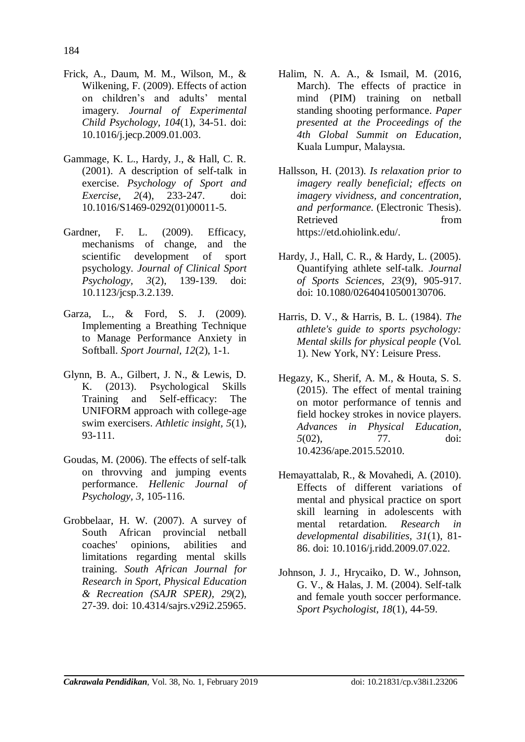Frick, A., Daum, M. M., Wilson, M., & Wilkening, F. (2009). Effects of action on children's and adults' mental imagery. *Journal of Experimental Child Psychology, 104*(1), 34-51. doi: 10.1016/j.jecp.2009.01.003.

Gammage, K. L., Hardy, J., & Hall, C. R. (2001). A description of self-talk in exercise. *Psychology of Sport and Exercise, 2*(4), 233-247. doi: 10.1016/S1469-0292(01)00011-5.

Gardner, F. L. (2009). Efficacy, mechanisms of change, and the scientific development of sport psychology. *Journal of Clinical Sport Psychology, 3*(2), 139-139. doi: 10.1123/jcsp.3.2.139.

Garza, L., & Ford, S. J. (2009). Implementing a Breathing Technique to Manage Performance Anxiety in Softball. *Sport Journal, 12*(2), 1-1.

Glynn, B. A., Gilbert, J. N., & Lewis, D. K. (2013). Psychological Skills Training and Self-efficacy: The UNIFORM approach with college-age swim exercisers. *Athletic insight, 5*(1), 93-111.

Goudas, M. (2006). The effects of self-talk on throvving and jumping events performance. *Hellenic Journal of Psychology, 3*, 105-116.

Grobbelaar, H. W. (2007). A survey of South African provincial netball coaches' opinions, abilities and limitations regarding mental skills training. *South African Journal for Research in Sport, Physical Education & Recreation (SAJR SPER), 29*(2), 27-39. doi: 10.4314/sajrs.v29i2.25965.

Halim, N. A. A., & Ismail, M. (2016, March). The effects of practice in mind (PIM) training on netball standing shooting performance. *Paper presented at the Proceedings of the 4th Global Summit on Education*, Kuala Lumpur, Malaysıa.

Hallsson, H. (2013). *Is relaxation prior to imagery really beneficial; effects on imagery vividness, and concentration, and performance.* (Electronic Thesis). Retrieved from https://etd.ohiolink.edu/.

Hardy, J., Hall, C. R., & Hardy, L. (2005). Quantifying athlete self-talk. *Journal of Sports Sciences, 23*(9), 905-917. doi: 10.1080/02640410500130706.

Harris, D. V., & Harris, B. L. (1984). *The athlete's guide to sports psychology: Mental skills for physical people* (Vol. 1). New York, NY: Leisure Press.

Hegazy, K., Sherif, A. M., & Houta, S. S. (2015). The effect of mental training on motor performance of tennis and field hockey strokes in novice players. *Advances in Physical Education, 5*(02), 77. doi: 10.4236/ape.2015.52010.

Hemayattalab, R., & Movahedi, A. (2010). Effects of different variations of mental and physical practice on sport skill learning in adolescents with mental retardation. *Research in developmental disabilities, 31*(1), 81-86. doi: 10.1016/j.ridd.2009.07.022.

Johnson, J. J., Hrycaiko, D. W., Johnson, G. V., & Halas, J. M. (2004). Self-talk and female youth soccer performance. *Sport Psychologist, 18*(1), 44-59.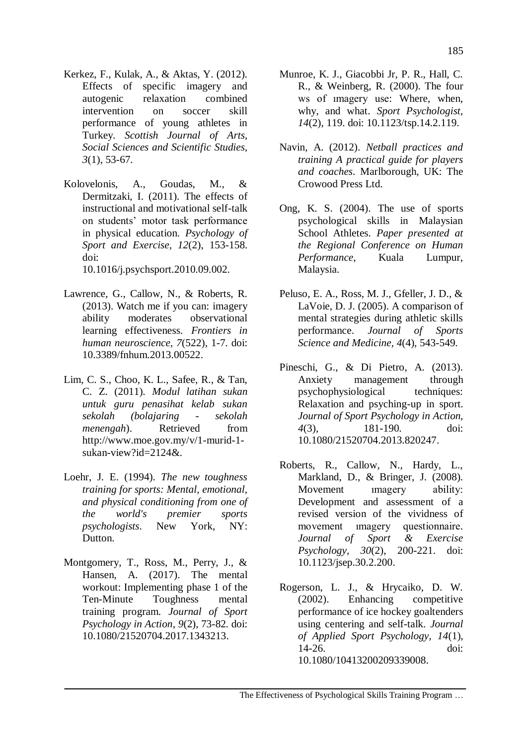Kerkez, F., Kulak, A., & Aktas, Y. (2012). Effects of specific imagery and autogenic relaxation combined intervention on soccer skill performance of young athletes in Turkey. *Scottish Journal of Arts, Social Sciences and Scientific Studies, 3*(1), 53-67.

Kolovelonis, A., Goudas, M., & Dermitzaki, I. (2011). The effects of instructional and motivational self-talk on students' motor task performance in physical education. *Psychology of Sport and Exercise, 12*(2), 153-158. doi: 10.1016/j.psychsport.2010.09.002.

Lawrence, G., Callow, N., & Roberts, R. (2013). Watch me if you can: imagery ability moderates observational learning effectiveness. *Frontiers in human neuroscience, 7*(522), 1-7. doi: 10.3389/fnhum.2013.00522.

Lim, C. S., Choo, K. L., Safee, R., & Tan, C. Z. (2011). *Modul latihan sukan untuk guru penasihat kelab sukan sekolah (bolajaring - sekolah menengah*). Retrieved from http://www.moe.gov.my/v/1-murid-1-sukan-view?id=2124&.

Loehr, J. E. (1994). *The new toughness training for sports: Mental, emotional, and physical conditioning from one of the world's premier sports psychologists*. New York, NY: Dutton.

Montgomery, T., Ross, M., Perry, J., & Hansen, A. (2017). The mental workout: Implementing phase 1 of the Ten-Minute Toughness mental training program. *Journal of Sport Psychology in Action*, *9*(2), 73-82. doi: 10.1080/21520704.2017.1343213.

Munroe, K. J., Giacobbi Jr, P. R., Hall, C. R., & Weinberg, R. (2000). The four ws of ımagery use: Where, when, why, and what. *Sport Psychologist, 14*(2), 119. doi: 10.1123/tsp.14.2.119.

Navin, A. (2012). *Netball practices and training A practical guide for players and coaches*. Marlborough, UK: The Crowood Press Ltd.

Ong, K. S. (2004). The use of sports psychological skills in Malaysian School Athletes. *Paper presented at the Regional Conference on Human Performance*, Kuala Lumpur, Malaysia.

Peluso, E. A., Ross, M. J., Gfeller, J. D., & LaVoie, D. J. (2005). A comparison of mental strategies during athletic skills performance. *Journal of Sports Science and Medicine, 4*(4), 543-549.

Pineschi, G., & Di Pietro, A. (2013). Anxiety management through psychophysiological techniques: Relaxation and psyching-up in sport. *Journal of Sport Psychology in Action, 4*(3), 181-190. doi: 10.1080/21520704.2013.820247.

Roberts, R., Callow, N., Hardy, L., Markland, D., & Bringer, J. (2008). Movement ımagery ability: Development and assessment of a revised version of the vividness of movement ımagery questionnaire. *Journal of Sport & Exercise Psychology, 30*(2), 200-221. doi: 10.1123/jsep.30.2.200.

Rogerson, L. J., & Hrycaiko, D. W. (2002). Enhancing competitive performance of ice hockey goaltenders using centering and self-talk. *Journal of Applied Sport Psychology, 14*(1), 14-26. doi: 10.1080/10413200209339008.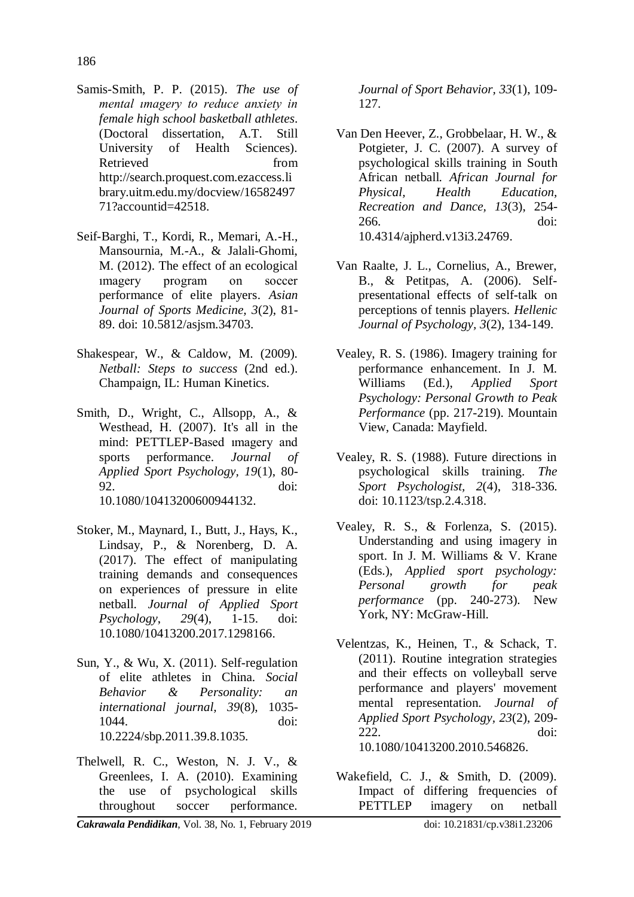Samis-Smith, P. P. (2015). *The use of mental ımagery to reduce anxiety in female high school basketball athletes*. (Doctoral dissertation, A.T. Still University of Health Sciences). Retrieved from http://search.proquest.com.ezaccess.library.uitm.edu.my/docview/1658249771?accountid=42518.

Seif-Barghi, T., Kordi, R., Memari, A.-H., Mansournia, M.-A., & Jalali-Ghomi, M. (2012). The effect of an ecological ımagery program on soccer performance of elite players. *Asian Journal of Sports Medicine, 3*(2), 81-89. doi: 10.5812/asjsm.34703.

Shakespear, W., & Caldow, M. (2009). *Netball: Steps to success* (2nd ed.). Champaign, IL: Human Kinetics.

Smith, D., Wright, C., Allsopp, A., & Westhead, H. (2007). It's all in the mind: PETTLEP-Based ımagery and sports performance. *Journal of Applied Sport Psychology*, *19*(1), 80-92. doi: 10.1080/10413200600944132.

Stoker, M., Maynard, I., Butt, J., Hays, K., Lindsay, P., & Norenberg, D. A. (2017). The effect of manipulating training demands and consequences on experiences of pressure in elite netball. *Journal of Applied Sport Psychology*, *29*(4), 1-15. doi: 10.1080/10413200.2017.1298166.

Sun, Y., & Wu, X. (2011). Self-regulation of elite athletes in China. *Social Behavior & Personality: an international journal, 39*(8), 1035-1044. doi: 10.2224/sbp.2011.39.8.1035.

Thelwell, R. C., Weston, N. J. V., & Greenlees, I. A. (2010). Examining the use of psychological skills throughout soccer performance. *Journal of Sport Behavior, 33*(1), 109-127.

Van Den Heever, Z., Grobbelaar, H. W., & Potgieter, J. C. (2007). A survey of psychological skills training in South African netball. *African Journal for Physical, Health Education, Recreation and Dance*, *13*(3), 254-266. doi: 10.4314/ajpherd.v13i3.24769.

Van Raalte, J. L., Cornelius, A., Brewer, B., & Petitpas, A. (2006). Self-presentational effects of self-talk on perceptions of tennis players. *Hellenic Journal of Psychology*, *3*(2), 134-149.

Vealey, R. S. (1986). Imagery training for performance enhancement. In J. M. Williams (Ed.), *Applied Sport Psychology: Personal Growth to Peak Performance* (pp. 217-219). Mountain View, Canada: Mayfield.

Vealey, R. S. (1988). Future directions in psychological skills training. *The Sport Psychologist, 2*(4), 318-336. doi: 10.1123/tsp.2.4.318.

Vealey, R. S., & Forlenza, S. (2015). Understanding and using imagery in sport. In J. M. Williams & V. Krane (Eds.), *Applied sport psychology: Personal growth for peak performance* (pp. 240-273). New York, NY: McGraw-Hill.

Velentzas, K., Heinen, T., & Schack, T. (2011). Routine integration strategies and their effects on volleyball serve performance and players' movement mental representation. *Journal of Applied Sport Psychology*, *23*(2), 209-222. doi: 10.1080/10413200.2010.546826.

Wakefield, C. J., & Smith, D. (2009). Impact of differing frequencies of PETTLEP imagery on netball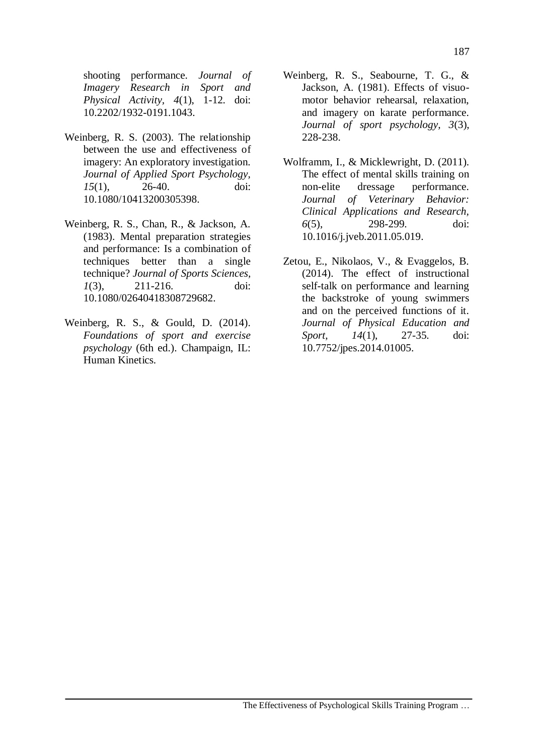shooting performance. *Journal of Imagery Research in Sport and Physical Activity, 4*(1), 1-12. doi: 10.2202/1932-0191.1043.

Weinberg, R. S. (2003). The relationship between the use and effectiveness of imagery: An exploratory investigation. *Journal of Applied Sport Psychology, 15*(1), 26-40. doi: 10.1080/10413200305398.

Weinberg, R. S., Chan, R., & Jackson, A. (1983). Mental preparation strategies and performance: Is a combination of techniques better than a single technique? *Journal of Sports Sciences, 1*(3), 211-216. doi: 10.1080/02640418308729682.

Weinberg, R. S., & Gould, D. (2014). *Foundations of sport and exercise psychology* (6th ed.). Champaign, IL: Human Kinetics.

Weinberg, R. S., Seabourne, T. G., & Jackson, A. (1981). Effects of visuo-motor behavior rehearsal, relaxation, and imagery on karate performance. *Journal of sport psychology, 3*(3), 228-238.

Wolframm, I., & Micklewright, D. (2011). The effect of mental skills training on non-elite dressage performance. *Journal of Veterinary Behavior: Clinical Applications and Research, 6*(5), 298-299. doi: 10.1016/j.jveb.2011.05.019.

Zetou, E., Nikolaos, V., & Evaggelos, B. (2014). The effect of instructional self-talk on performance and learning the backstroke of young swimmers and on the perceived functions of it. *Journal of Physical Education and Sport, 14*(1), 27-35. doi: 10.7752/jpes.2014.01005.